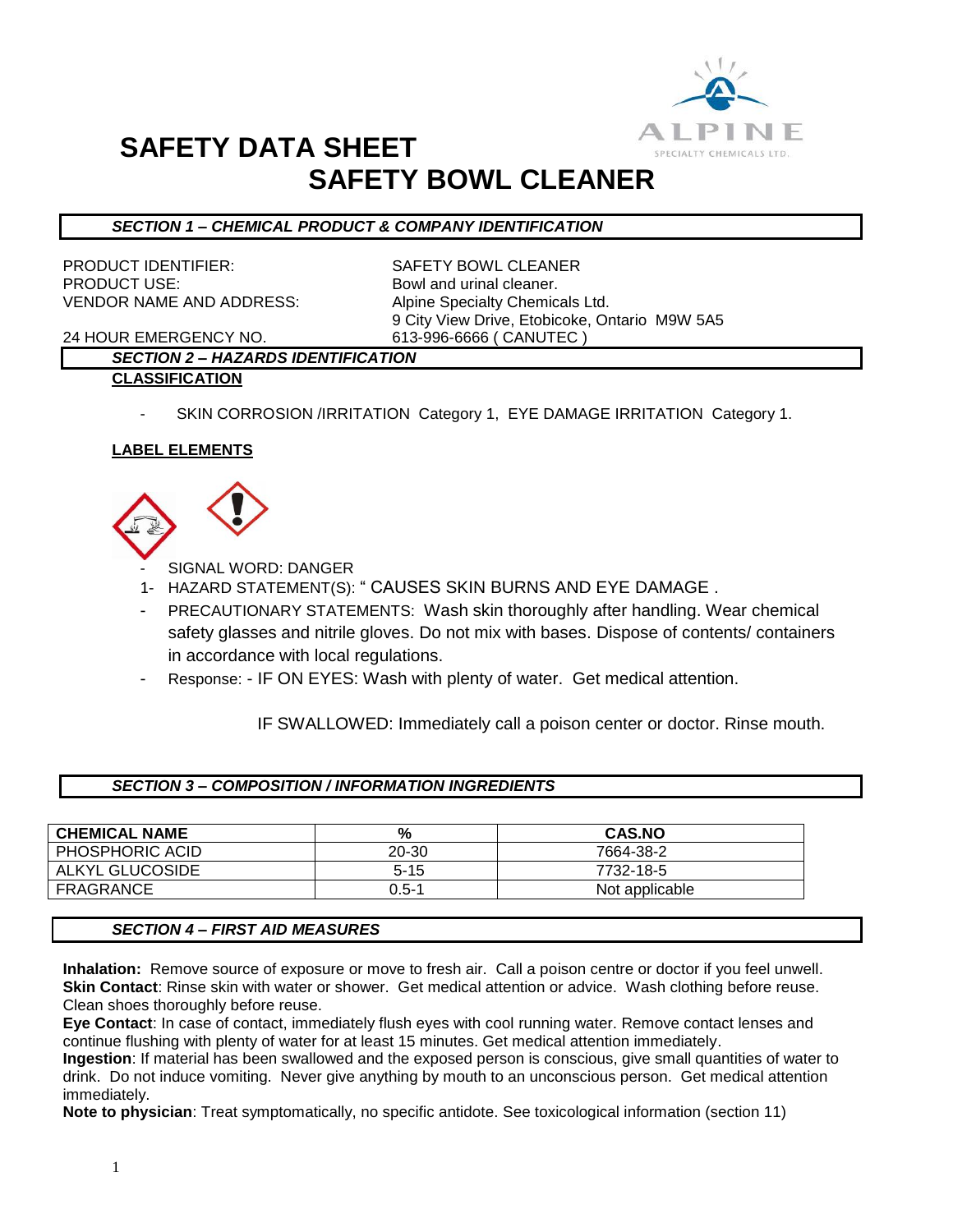# SAFETY DATA SHEET

# SAFETY BOWL CLEANER

## SECTION 1 – CHEMICAL PRODUCT & COMPANY IDENTIFICATION

PRODUCT IDENTIFIER: SAFETY BOWL CLEANER

PRODUCT USE: Bowl and urinal cleaner.

VENDOR NAME AND ADDRESS: Alpine Specialty Chemicals Ltd.
9 City View Drive, Etobicoke, Ontario M9W 5A5

24 HOUR EMERGENCY NO. 613-996-6666 ( CANUTEC )

## SECTION 2 – HAZARDS IDENTIFICATION

**CLASSIFICATION**

- SKIN CORROSION /IRRITATION Category 1, EYE DAMAGE IRRITATION Category 1.

**LABEL ELEMENTS**

- SIGNAL WORD: DANGER
1- HAZARD STATEMENT(S): " CAUSES SKIN BURNS AND EYE DAMAGE .
- PRECAUTIONARY STATEMENTS: Wash skin thoroughly after handling. Wear chemical safety glasses and nitrile gloves. Do not mix with bases. Dispose of contents/ containers in accordance with local regulations.
- Response: - IF ON EYES: Wash with plenty of water. Get medical attention.

  IF SWALLOWED: Immediately call a poison center or doctor. Rinse mouth.

## SECTION 3 – COMPOSITION / INFORMATION INGREDIENTS

| CHEMICAL NAME | % | CAS.NO |
| --- | --- | --- |
| PHOSPHORIC ACID | 20-30 | 7664-38-2 |
| ALKYL GLUCOSIDE | 5-15 | 7732-18-5 |
| FRAGRANCE | 0.5-1 | Not applicable |

## SECTION 4 – FIRST AID MEASURES

**Inhalation:** Remove source of exposure or move to fresh air. Call a poison centre or doctor if you feel unwell.
**Skin Contact**: Rinse skin with water or shower. Get medical attention or advice. Wash clothing before reuse. Clean shoes thoroughly before reuse.
**Eye Contact**: In case of contact, immediately flush eyes with cool running water. Remove contact lenses and continue flushing with plenty of water for at least 15 minutes. Get medical attention immediately.
**Ingestion**: If material has been swallowed and the exposed person is conscious, give small quantities of water to drink. Do not induce vomiting. Never give anything by mouth to an unconscious person. Get medical attention immediately.
**Note to physician**: Treat symptomatically, no specific antidote. See toxicological information (section 11)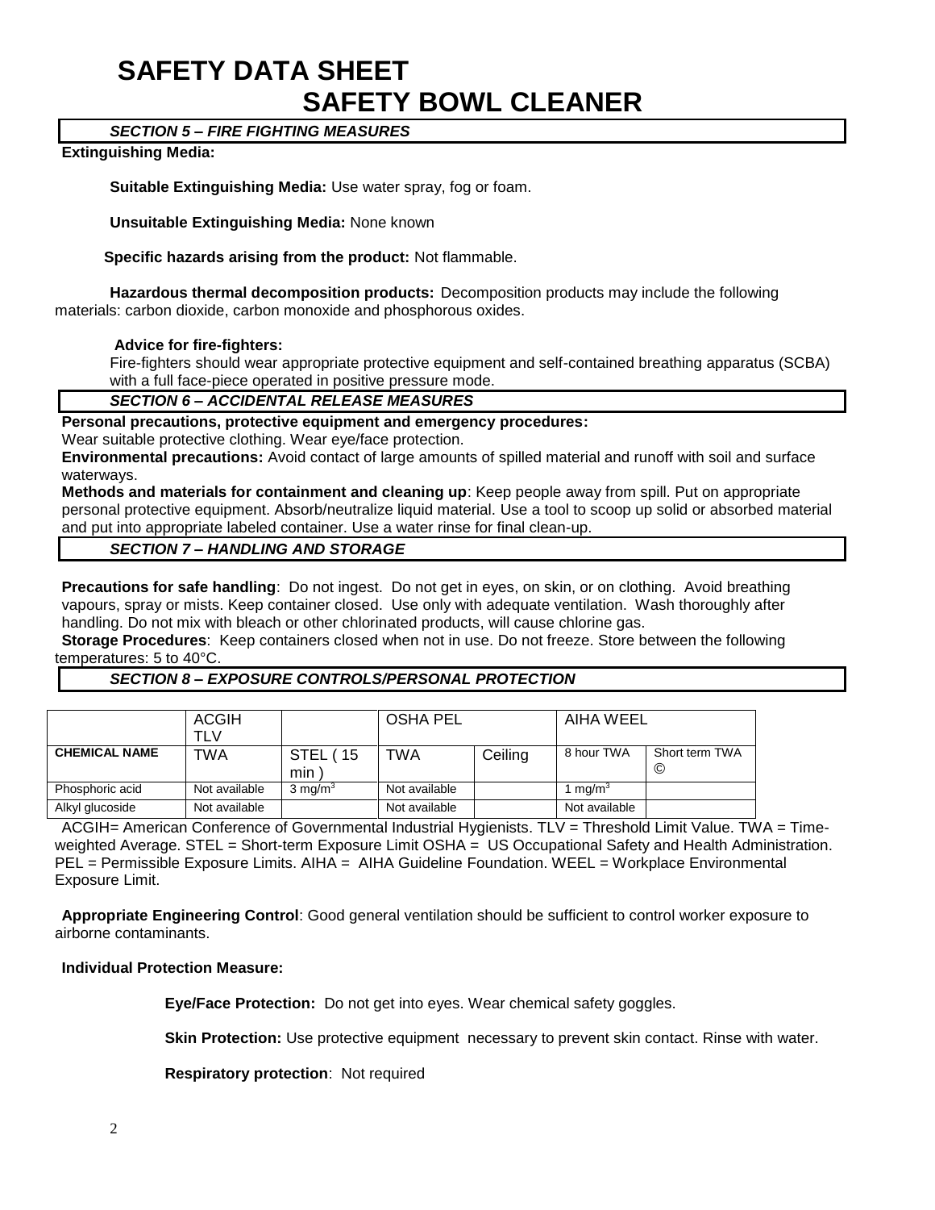# SAFETY DATA SHEET
# SAFETY BOWL CLEANER

## *SECTION 5 – FIRE FIGHTING MEASURES*

**Extinguishing Media:**

**Suitable Extinguishing Media:** Use water spray, fog or foam.

**Unsuitable Extinguishing Media:** None known

**Specific hazards arising from the product:** Not flammable.

**Hazardous thermal decomposition products:** Decomposition products may include the following materials: carbon dioxide, carbon monoxide and phosphorous oxides.

**Advice for fire-fighters:**
Fire-fighters should wear appropriate protective equipment and self-contained breathing apparatus (SCBA) with a full face-piece operated in positive pressure mode.

## *SECTION 6 – ACCIDENTAL RELEASE MEASURES*

**Personal precautions, protective equipment and emergency procedures:**
Wear suitable protective clothing. Wear eye/face protection.

**Environmental precautions:** Avoid contact of large amounts of spilled material and runoff with soil and surface waterways.

**Methods and materials for containment and cleaning up**: Keep people away from spill. Put on appropriate personal protective equipment. Absorb/neutralize liquid material. Use a tool to scoop up solid or absorbed material and put into appropriate labeled container. Use a water rinse for final clean-up.

## *SECTION 7 – HANDLING AND STORAGE*

**Precautions for safe handling**: Do not ingest. Do not get in eyes, on skin, or on clothing. Avoid breathing vapours, spray or mists. Keep container closed. Use only with adequate ventilation. Wash thoroughly after handling. Do not mix with bleach or other chlorinated products, will cause chlorine gas.

**Storage Procedures**: Keep containers closed when not in use. Do not freeze. Store between the following temperatures: 5 to 40°C.

## *SECTION 8 – EXPOSURE CONTROLS/PERSONAL PROTECTION*

| | ACGIH TLV | | OSHA PEL | | AIHA WEEL | |
|---|---|---|---|---|---|---|
| **CHEMICAL NAME** | TWA | STEL ( 15 min ) | TWA | Ceiling | 8 hour TWA | Short term TWA © |
| Phosphoric acid | Not available | 3 mg/m$^3$ | Not available | | 1 mg/m$^3$ | |
| Alkyl glucoside | Not available | | Not available | | Not available | |

ACGIH= American Conference of Governmental Industrial Hygienists. TLV = Threshold Limit Value. TWA = Time-weighted Average. STEL = Short-term Exposure Limit OSHA = US Occupational Safety and Health Administration. PEL = Permissible Exposure Limits. AIHA = AIHA Guideline Foundation. WEEL = Workplace Environmental Exposure Limit.

**Appropriate Engineering Control**: Good general ventilation should be sufficient to control worker exposure to airborne contaminants.

**Individual Protection Measure:**

**Eye/Face Protection:** Do not get into eyes. Wear chemical safety goggles.

**Skin Protection:** Use protective equipment necessary to prevent skin contact. Rinse with water.

**Respiratory protection**: Not required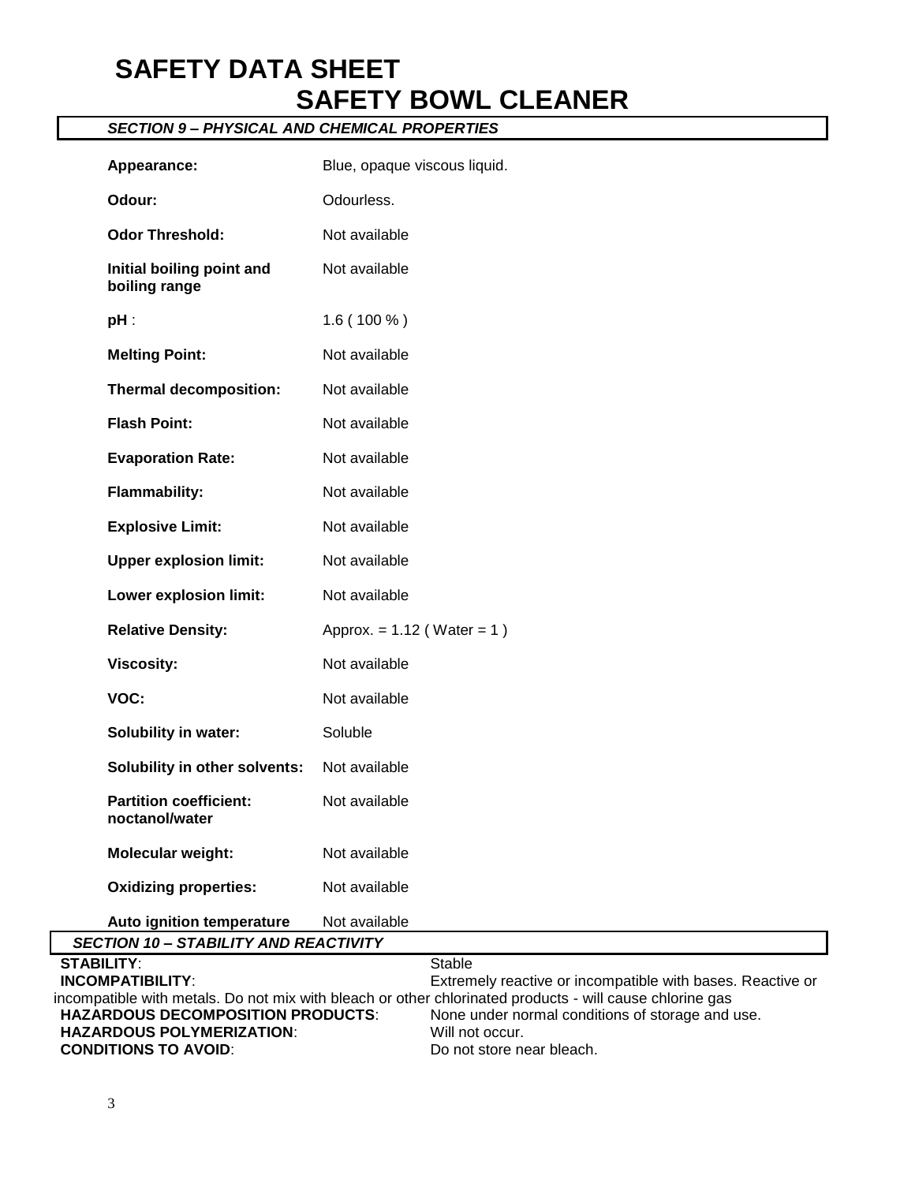# SAFETY DATA SHEET

## SAFETY BOWL CLEANER

### *SECTION 9 – PHYSICAL AND CHEMICAL PROPERTIES*

| | |
|---|---|
| **Appearance:** | Blue, opaque viscous liquid. |
| **Odour:** | Odourless. |
| **Odor Threshold:** | Not available |
| **Initial boiling point and boiling range** | Not available |
| **pH** : | 1.6 ( 100 % ) |
| **Melting Point:** | Not available |
| **Thermal decomposition:** | Not available |
| **Flash Point:** | Not available |
| **Evaporation Rate:** | Not available |
| **Flammability:** | Not available |
| **Explosive Limit:** | Not available |
| **Upper explosion limit:** | Not available |
| **Lower explosion limit:** | Not available |
| **Relative Density:** | Approx. = 1.12 ( Water = 1 ) |
| **Viscosity:** | Not available |
| **VOC:** | Not available |
| **Solubility in water:** | Soluble |
| **Solubility in other solvents:** | Not available |
| **Partition coefficient: noctanol/water** | Not available |
| **Molecular weight:** | Not available |
| **Oxidizing properties:** | Not available |
| **Auto ignition temperature** | Not available |

### *SECTION 10 – STABILITY AND REACTIVITY*

**STABILITY**: Stable

**INCOMPATIBILITY**: Extremely reactive or incompatible with bases. Reactive or incompatible with metals. Do not mix with bleach or other chlorinated products - will cause chlorine gas

**HAZARDOUS DECOMPOSITION PRODUCTS**: None under normal conditions of storage and use.

**HAZARDOUS POLYMERIZATION**: Will not occur.

**CONDITIONS TO AVOID**: Do not store near bleach.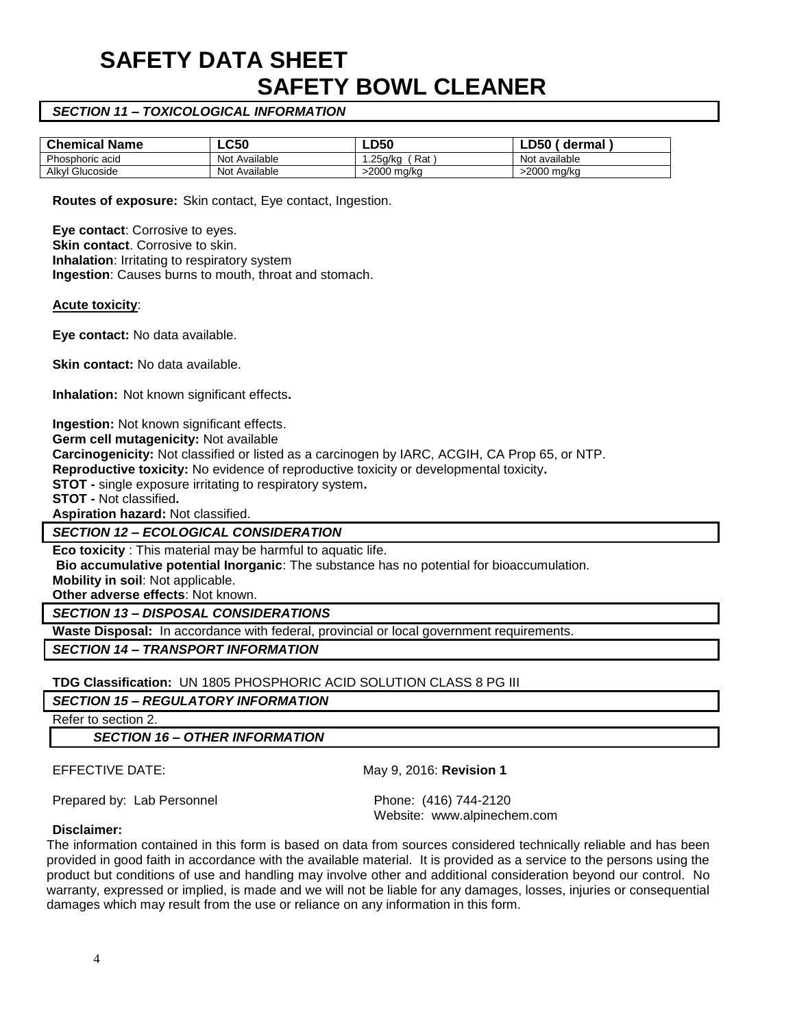# SAFETY DATA SHEET
# SAFETY BOWL CLEANER

## *SECTION 11 – TOXICOLOGICAL INFORMATION*

| Chemical Name | LC50 | LD50 | LD50 ( dermal ) |
|---|---|---|---|
| Phosphoric acid | Not Available | 1.25g/kg ( Rat ) | Not available |
| Alkyl Glucoside | Not Available | >2000 mg/kg | >2000 mg/kg |

**Routes of exposure:** Skin contact, Eye contact, Ingestion.

**Eye contact**: Corrosive to eyes.
**Skin contact**. Corrosive to skin.
**Inhalation**: Irritating to respiratory system
**Ingestion**: Causes burns to mouth, throat and stomach.

**Acute toxicity**:

**Eye contact:** No data available.

**Skin contact:** No data available.

**Inhalation:** Not known significant effects**.**

**Ingestion:** Not known significant effects.
**Germ cell mutagenicity:** Not available
**Carcinogenicity:** Not classified or listed as a carcinogen by IARC, ACGIH, CA Prop 65, or NTP.
**Reproductive toxicity:** No evidence of reproductive toxicity or developmental toxicity**.**
**STOT -** single exposure irritating to respiratory system**.**
**STOT -** Not classified**.**
**Aspiration hazard:** Not classified.

## *SECTION 12 – ECOLOGICAL CONSIDERATION*

**Eco toxicity** : This material may be harmful to aquatic life.
**Bio accumulative potential Inorganic**: The substance has no potential for bioaccumulation.
**Mobility in soil**: Not applicable.
**Other adverse effects**: Not known.

## *SECTION 13 – DISPOSAL CONSIDERATIONS*

**Waste Disposal:** In accordance with federal, provincial or local government requirements.

## *SECTION 14 – TRANSPORT INFORMATION*

**TDG Classification:** UN 1805 PHOSPHORIC ACID SOLUTION CLASS 8 PG III

## *SECTION 15 – REGULATORY INFORMATION*

Refer to section 2.

## *SECTION 16 – OTHER INFORMATION*

EFFECTIVE DATE: May 9, 2016: **Revision 1**

Prepared by: Lab Personnel

Phone: (416) 744-2120
Website: www.alpinechem.com

**Disclaimer:**
The information contained in this form is based on data from sources considered technically reliable and has been provided in good faith in accordance with the available material. It is provided as a service to the persons using the product but conditions of use and handling may involve other and additional consideration beyond our control. No warranty, expressed or implied, is made and we will not be liable for any damages, losses, injuries or consequential damages which may result from the use or reliance on any information in this form.